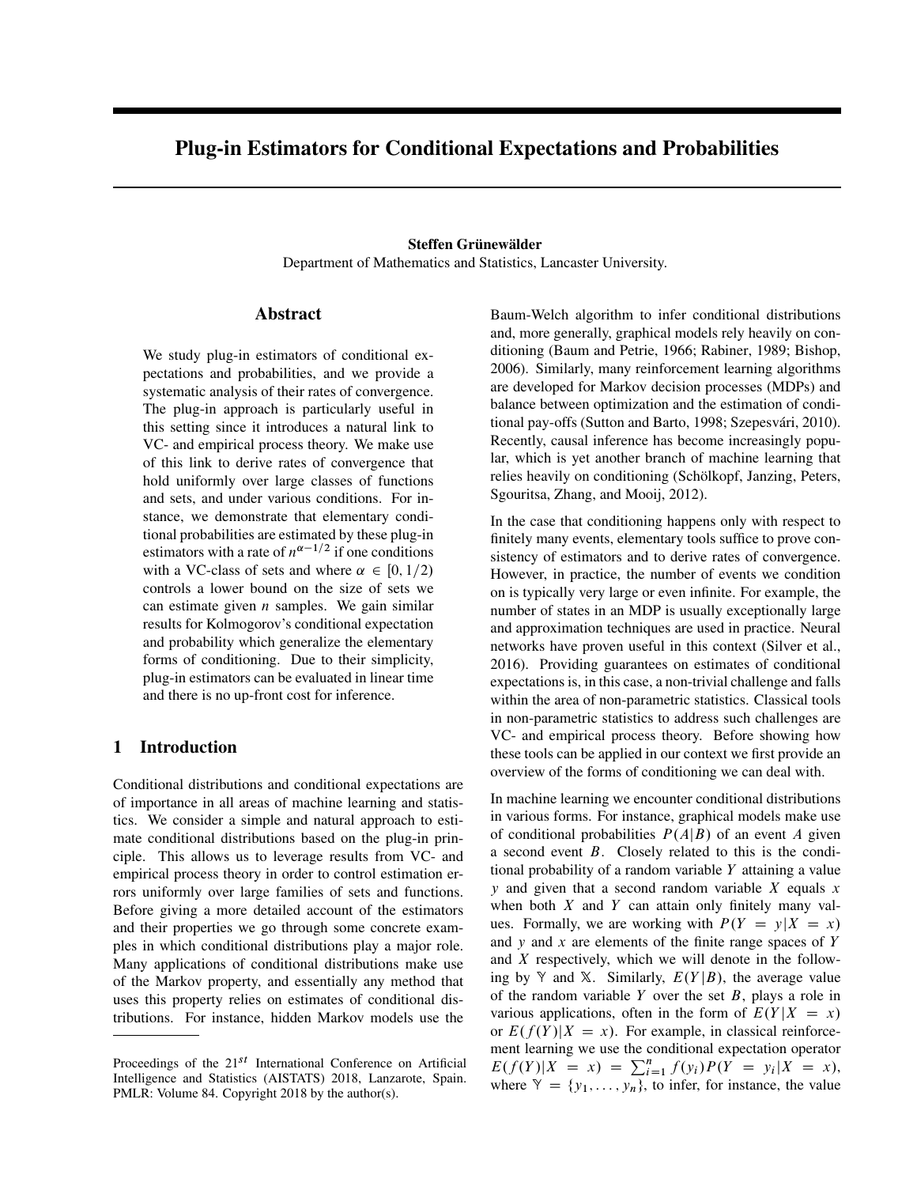# Plug-in Estimators for Conditional Expectations and Probabilities

**Steffen Grünewälder**

Department of Mathematics and Statistics, Lancaster University.

## Abstract

We study plug-in estimators of conditional expectations and probabilities, and we provide a systematic analysis of their rates of convergence. The plug-in approach is particularly useful in this setting since it introduces a natural link to VC- and empirical process theory. We make use of this link to derive rates of convergence that hold uniformly over large classes of functions and sets, and under various conditions. For instance, we demonstrate that elementary conditional probabilities are estimated by these plug-in estimators with a rate of $n^{\alpha-1/2}$ if one conditions with a VC-class of sets and where $\alpha \in [0, 1/2)$ controls a lower bound on the size of sets we can estimate given $n$ samples. We gain similar results for Kolmogorov's conditional expectation and probability which generalize the elementary forms of conditioning. Due to their simplicity, plug-in estimators can be evaluated in linear time and there is no up-front cost for inference.

## 1 Introduction

Conditional distributions and conditional expectations are of importance in all areas of machine learning and statistics. We consider a simple and natural approach to estimate conditional distributions based on the plug-in principle. This allows us to leverage results from VC- and empirical process theory in order to control estimation errors uniformly over large families of sets and functions. Before giving a more detailed account of the estimators and their properties we go through some concrete examples in which conditional distributions play a major role. Many applications of conditional distributions make use of the Markov property, and essentially any method that uses this property relies on estimates of conditional distributions. For instance, hidden Markov models use the Baum-Welch algorithm to infer conditional distributions and, more generally, graphical models rely heavily on conditioning (Baum and Petrie, 1966; Rabiner, 1989; Bishop, 2006). Similarly, many reinforcement learning algorithms are developed for Markov decision processes (MDPs) and balance between optimization and the estimation of conditional pay-offs (Sutton and Barto, 1998; Szepesvári, 2010). Recently, causal inference has become increasingly popular, which is yet another branch of machine learning that relies heavily on conditioning (Schölkopf, Janzing, Peters, Sgouritsa, Zhang, and Mooij, 2012).

In the case that conditioning happens only with respect to finitely many events, elementary tools suffice to prove consistency of estimators and to derive rates of convergence. However, in practice, the number of events we condition on is typically very large or even infinite. For example, the number of states in an MDP is usually exceptionally large and approximation techniques are used in practice. Neural networks have proven useful in this context (Silver et al., 2016). Providing guarantees on estimates of conditional expectations is, in this case, a non-trivial challenge and falls within the area of non-parametric statistics. Classical tools in non-parametric statistics to address such challenges are VC- and empirical process theory. Before showing how these tools can be applied in our context we first provide an overview of the forms of conditioning we can deal with.

In machine learning we encounter conditional distributions in various forms. For instance, graphical models make use of conditional probabilities $P(A|B)$ of an event $A$ given a second event $B$. Closely related to this is the conditional probability of a random variable $Y$ attaining a value $y$ and given that a second random variable $X$ equals $x$ when both $X$ and $Y$ can attain only finitely many values. Formally, we are working with $P(Y = y|X = x)$ and $y$ and $x$ are elements of the finite range spaces of $Y$ and $X$ respectively, which we will denote in the following by $\mathbb{Y}$ and $\mathbb{X}$. Similarly, $E(Y|B)$, the average value of the random variable $Y$ over the set $B$, plays a role in various applications, often in the form of $E(Y|X = x)$ or $E(f(Y)|X = x)$. For example, in classical reinforcement learning we use the conditional expectation operator $E(f(Y)|X = x) = \sum_{i=1}^{n} f(y_i)P(Y = y_i|X = x)$, where $\mathbb{Y} = \{y_1, \ldots, y_n\}$, to infer, for instance, the value

Proceedings of the 21[st] International Conference on Artificial Intelligence and Statistics (AISTATS) 2018, Lanzarote, Spain. PMLR: Volume 84. Copyright 2018 by the author(s).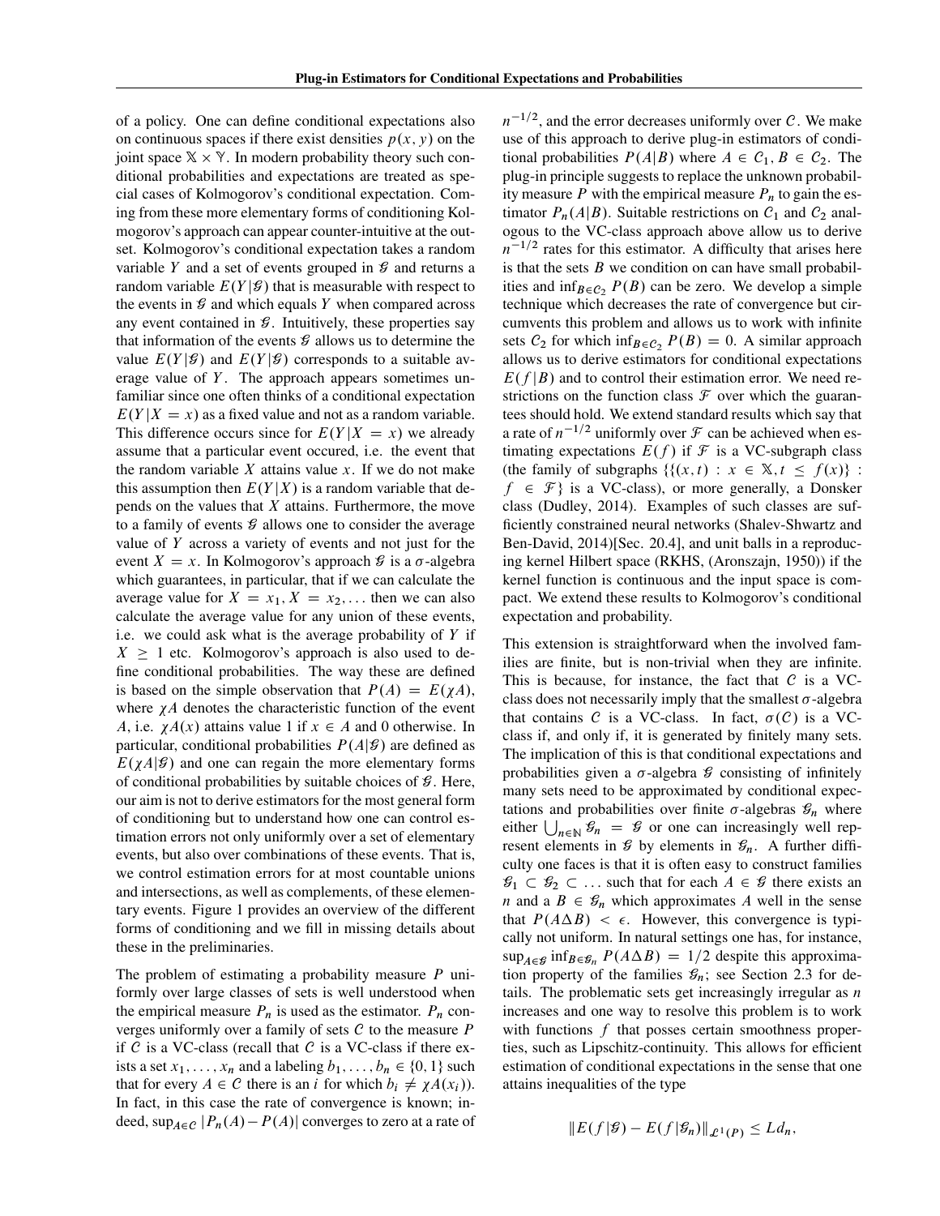of a policy. One can define conditional expectations also on continuous spaces if there exist densities $p(x, y)$ on the joint space $\mathbb{X} \times \mathbb{Y}$. In modern probability theory such conditional probabilities and expectations are treated as special cases of Kolmogorov's conditional expectation. Coming from these more elementary forms of conditioning Kolmogorov's approach can appear counter-intuitive at the outset. Kolmogorov's conditional expectation takes a random variable $Y$ and a set of events grouped in $\mathcal{G}$ and returns a random variable $E(Y|\mathcal{G})$ that is measurable with respect to the events in $\mathcal{G}$ and which equals $Y$ when compared across any event contained in $\mathcal{G}$. Intuitively, these properties say that information of the events $\mathcal{G}$ allows us to determine the value $E(Y|\mathcal{G})$ and $E(Y|\mathcal{G})$ corresponds to a suitable average value of $Y$. The approach appears sometimes unfamiliar since one often thinks of a conditional expectation $E(Y|X = x)$ as a fixed value and not as a random variable. This difference occurs since for $E(Y|X = x)$ we already assume that a particular event occured, i.e. the event that the random variable $X$ attains value $x$. If we do not make this assumption then $E(Y|X)$ is a random variable that depends on the values that $X$ attains. Furthermore, the move to a family of events $\mathcal{G}$ allows one to consider the average value of $Y$ across a variety of events and not just for the event $X = x$. In Kolmogorov's approach $\mathcal{G}$ is a $\sigma$-algebra which guarantees, in particular, that if we can calculate the average value for $X = x_1, X = x_2, \ldots$ then we can also calculate the average value for any union of these events, i.e. we could ask what is the average probability of $Y$ if $X \geq 1$ etc. Kolmogorov's approach is also used to define conditional probabilities. The way these are defined is based on the simple observation that $P(A) = E(\chi A)$, where $\chi A$ denotes the characteristic function of the event $A$, i.e. $\chi A(x)$ attains value 1 if $x \in A$ and 0 otherwise. In particular, conditional probabilities $P(A|\mathcal{G})$ are defined as $E(\chi A|\mathcal{G})$ and one can regain the more elementary forms of conditional probabilities by suitable choices of $\mathcal{G}$. Here, our aim is not to derive estimators for the most general form of conditioning but to understand how one can control estimation errors not only uniformly over a set of elementary events, but also over combinations of these events. That is, we control estimation errors for at most countable unions and intersections, as well as complements, of these elementary events. Figure 1 provides an overview of the different forms of conditioning and we fill in missing details about these in the preliminaries.

The problem of estimating a probability measure $P$ uniformly over large classes of sets is well understood when the empirical measure $P_n$ is used as the estimator. $P_n$ converges uniformly over a family of sets $\mathcal{C}$ to the measure $P$ if $\mathcal{C}$ is a VC-class (recall that $\mathcal{C}$ is a VC-class if there exists a set $x_1, \ldots, x_n$ and a labeling $b_1, \ldots, b_n \in \{0, 1\}$ such that for every $A \in \mathcal{C}$ there is an $i$ for which $b_i \neq \chi A(x_i)$). In fact, in this case the rate of convergence is known; indeed, $\sup_{A \in \mathcal{C}} |P_n(A) - P(A)|$ converges to zero at a rate of $n^{-1/2}$, and the error decreases uniformly over $\mathcal{C}$. We make use of this approach to derive plug-in estimators of conditional probabilities $P(A|B)$ where $A \in \mathcal{C}_1, B \in \mathcal{C}_2$. The plug-in principle suggests to replace the unknown probability measure $P$ with the empirical measure $P_n$ to gain the estimator $P_n(A|B)$. Suitable restrictions on $\mathcal{C}_1$ and $\mathcal{C}_2$ analogous to the VC-class approach above allow us to derive $n^{-1/2}$ rates for this estimator. A difficulty that arises here is that the sets $B$ we condition on can have small probabilities and $\inf_{B \in \mathcal{C}_2} P(B)$ can be zero. We develop a simple technique which decreases the rate of convergence but circumvents this problem and allows us to work with infinite sets $\mathcal{C}_2$ for which $\inf_{B \in \mathcal{C}_2} P(B) = 0$. A similar approach allows us to derive estimators for conditional expectations $E(f|B)$ and to control their estimation error. We need restrictions on the function class $\mathcal{F}$ over which the guarantees should hold. We extend standard results which say that a rate of $n^{-1/2}$ uniformly over $\mathcal{F}$ can be achieved when estimating expectations $E(f)$ if $\mathcal{F}$ is a VC-subgraph class (the family of subgraphs $\{\{(x, t) : x \in \mathbb{X}, t \leq f(x)\} : f \in \mathcal{F}\}$ is a VC-class), or more generally, a Donsker class (Dudley, 2014). Examples of such classes are sufficiently constrained neural networks (Shalev-Shwartz and Ben-David, 2014)[Sec. 20.4], and unit balls in a reproducing kernel Hilbert space (RKHS, (Aronszajn, 1950)) if the kernel function is continuous and the input space is compact. We extend these results to Kolmogorov's conditional expectation and probability.

This extension is straightforward when the involved families are finite, but is non-trivial when they are infinite. This is because, for instance, the fact that $\mathcal{C}$ is a VC-class does not necessarily imply that the smallest $\sigma$-algebra that contains $\mathcal{C}$ is a VC-class. In fact, $\sigma(\mathcal{C})$ is a VC-class if, and only if, it is generated by finitely many sets. The implication of this is that conditional expectations and probabilities given a $\sigma$-algebra $\mathcal{G}$ consisting of infinitely many sets need to be approximated by conditional expectations and probabilities over finite $\sigma$-algebras $\mathcal{G}_n$ where either $\bigcup_{n \in \mathbb{N}} \mathcal{G}_n = \mathcal{G}$ or one can increasingly well represent elements in $\mathcal{G}$ by elements in $\mathcal{G}_n$. A further difficulty one faces is that it is often easy to construct families $\mathcal{G}_1 \subset \mathcal{G}_2 \subset \ldots$ such that for each $A \in \mathcal{G}$ there exists an $n$ and a $B \in \mathcal{G}_n$ which approximates $A$ well in the sense that $P(A \Delta B) < \epsilon$. However, this convergence is typically not uniform. In natural settings one has, for instance, $\sup_{A \in \mathcal{G}} \inf_{B \in \mathcal{G}_n} P(A \Delta B) = 1/2$ despite this approximation property of the families $\mathcal{G}_n$; see Section 2.3 for details. The problematic sets get increasingly irregular as $n$ increases and one way to resolve this problem is to work with functions $f$ that posses certain smoothness properties, such as Lipschitz-continuity. This allows for efficient estimation of conditional expectations in the sense that one attains inequalities of the type

$$\|E(f|\mathcal{G}) - E(f|\mathcal{G}_n)\|_{\mathcal{L}^1(P)} \leq L d_n,$$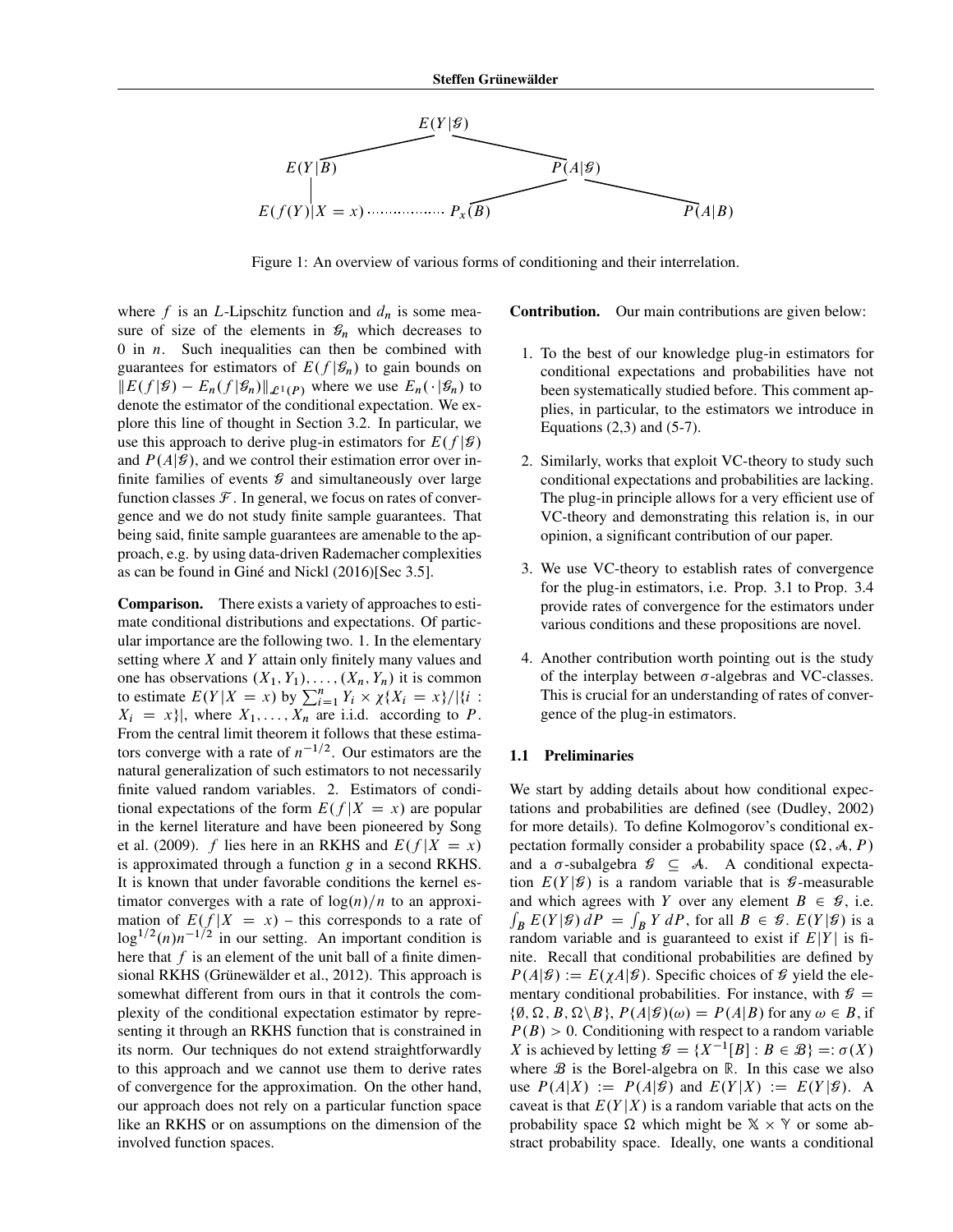Figure 1: An overview of various forms of conditioning and their interrelation.

where $f$ is an $L$-Lipschitz function and $d_n$ is some measure of size of the elements in $\mathcal{G}_n$ which decreases to 0 in $n$. Such inequalities can then be combined with guarantees for estimators of $E(f|\mathcal{G}_n)$ to gain bounds on $\|E(f|\mathcal{G}) - E_n(f|\mathcal{G}_n)\|_{\mathcal{L}^1(P)}$ where we use $E_n(\cdot|\mathcal{G}_n)$ to denote the estimator of the conditional expectation. We explore this line of thought in Section 3.2. In particular, we use this approach to derive plug-in estimators for $E(f|\mathcal{G})$ and $P(A|\mathcal{G})$, and we control their estimation error over infinite families of events $\mathcal{G}$ and simultaneously over large function classes $\mathcal{F}$. In general, we focus on rates of convergence and we do not study finite sample guarantees. That being said, finite sample guarantees are amenable to the approach, e.g. by using data-driven Rademacher complexities as can be found in Giné and Nickl (2016)[Sec 3.5].

**Comparison.** There exists a variety of approaches to estimate conditional distributions and expectations. Of particular importance are the following two. 1. In the elementary setting where $X$ and $Y$ attain only finitely many values and one has observations $(X_1, Y_1), \ldots, (X_n, Y_n)$ it is common to estimate $E(Y|X = x)$ by $\sum_{i=1}^n Y_i \times \chi\{X_i = x\}/|\{i : X_i = x\}|$, where $X_1, \ldots, X_n$ are i.i.d. according to $P$. From the central limit theorem it follows that these estimators converge with a rate of $n^{-1/2}$. Our estimators are the natural generalization of such estimators to not necessarily finite valued random variables. 2. Estimators of conditional expectations of the form $E(f|X = x)$ are popular in the kernel literature and have been pioneered by Song et al. (2009). $f$ lies here in an RKHS and $E(f|X = x)$ is approximated through a function $g$ in a second RKHS. It is known that under favorable conditions the kernel estimator converges with a rate of $\log(n)/n$ to an approximation of $E(f|X = x)$ – this corresponds to a rate of $\log^{1/2}(n)n^{-1/2}$ in our setting. An important condition is here that $f$ is an element of the unit ball of a finite dimensional RKHS (Grünewälder et al., 2012). This approach is somewhat different from ours in that it controls the complexity of the conditional expectation estimator by representing it through an RKHS function that is constrained in its norm. Our techniques do not extend straightforwardly to this approach and we cannot use them to derive rates of convergence for the approximation. On the other hand, our approach does not rely on a particular function space like an RKHS or on assumptions on the dimension of the involved function spaces.

**Contribution.** Our main contributions are given below:

1. To the best of our knowledge plug-in estimators for conditional expectations and probabilities have not been systematically studied before. This comment applies, in particular, to the estimators we introduce in Equations (2,3) and (5-7).
2. Similarly, works that exploit VC-theory to study such conditional expectations and probabilities are lacking. The plug-in principle allows for a very efficient use of VC-theory and demonstrating this relation is, in our opinion, a significant contribution of our paper.
3. We use VC-theory to establish rates of convergence for the plug-in estimators, i.e. Prop. 3.1 to Prop. 3.4 provide rates of convergence for the estimators under various conditions and these propositions are novel.
4. Another contribution worth pointing out is the study of the interplay between $\sigma$-algebras and VC-classes. This is crucial for an understanding of rates of convergence of the plug-in estimators.

### 1.1 Preliminaries

We start by adding details about how conditional expectations and probabilities are defined (see (Dudley, 2002) for more details). To define Kolmogorov's conditional expectation formally consider a probability space $(\Omega, \mathcal{A}, P)$ and a $\sigma$-subalgebra $\mathcal{G} \subseteq \mathcal{A}$. A conditional expectation $E(Y|\mathcal{G})$ is a random variable that is $\mathcal{G}$-measurable and which agrees with $Y$ over any element $B \in \mathcal{G}$, i.e. $\int_B E(Y|\mathcal{G})\, dP = \int_B Y\, dP$, for all $B \in \mathcal{G}$. $E(Y|\mathcal{G})$ is a random variable and is guaranteed to exist if $E|Y|$ is finite. Recall that conditional probabilities are defined by $P(A|\mathcal{G}) := E(\chi A|\mathcal{G})$. Specific choices of $\mathcal{G}$ yield the elementary conditional probabilities. For instance, with $\mathcal{G} = \{\emptyset, \Omega, B, \Omega\backslash B\}$, $P(A|\mathcal{G})(\omega) = P(A|B)$ for any $\omega \in B$, if $P(B) > 0$. Conditioning with respect to a random variable $X$ is achieved by letting $\mathcal{G} = \{X^{-1}[B] : B \in \mathcal{B}\} =: \sigma(X)$ where $\mathcal{B}$ is the Borel-algebra on $\mathbb{R}$. In this case we also use $P(A|X) := P(A|\mathcal{G})$ and $E(Y|X) := E(Y|\mathcal{G})$. A caveat is that $E(Y|X)$ is a random variable that acts on the probability space $\Omega$ which might be $\mathbb{X} \times \mathbb{Y}$ or some abstract probability space. Ideally, one wants a conditional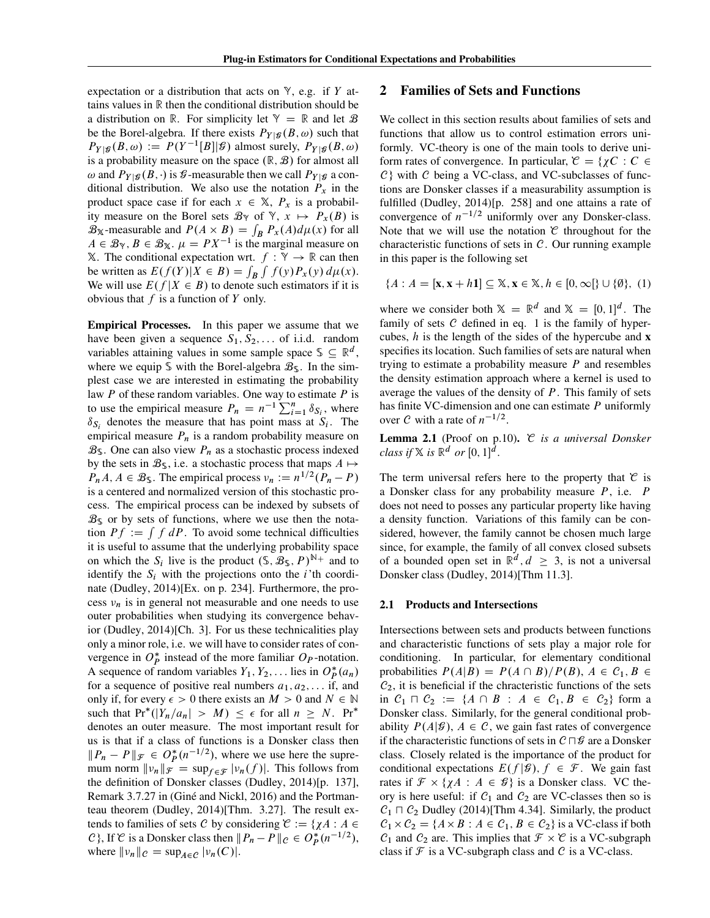expectation or a distribution that acts on $\mathbb{Y}$, e.g. if $Y$ attains values in $\mathbb{R}$ then the conditional distribution should be a distribution on $\mathbb{R}$. For simplicity let $\mathbb{Y} = \mathbb{R}$ and let $\mathcal{B}$ be the Borel-algebra. If there exists $P_{Y|\mathcal{G}}(B,\omega)$ such that $P_{Y|\mathcal{G}}(B,\omega) := P(Y^{-1}[B]|\mathcal{G})$ almost surely, $P_{Y|\mathcal{G}}(B,\omega)$ is a probability measure on the space $(\mathbb{R},\mathcal{B})$ for almost all $\omega$ and $P_{Y|\mathcal{G}}(B,\cdot)$ is $\mathcal{G}$-measurable then we call $P_{Y|\mathcal{G}}$ a conditional distribution. We also use the notation $P_x$ in the product space case if for each $x \in \mathbb{X}$, $P_x$ is a probability measure on the Borel sets $\mathcal{B}_{\mathbb{Y}}$ of $\mathbb{Y}$, $x \mapsto P_x(B)$ is $\mathcal{B}_{\mathbb{X}}$-measurable and $P(A \times B) = \int_B P_x(A) d\mu(x)$ for all $A \in \mathcal{B}_{\mathbb{Y}}, B \in \mathcal{B}_{\mathbb{X}}$. $\mu = PX^{-1}$ is the marginal measure on $\mathbb{X}$. The conditional expectation wrt. $f : \mathbb{Y} \to \mathbb{R}$ can then be written as $E(f(Y)|X \in B) = \int_B \int f(y) P_x(y)\, d\mu(x)$. We will use $E(f|X \in B)$ to denote such estimators if it is obvious that $f$ is a function of $Y$ only.

**Empirical Processes.** In this paper we assume that we have been given a sequence $S_1, S_2, \ldots$ of i.i.d. random variables attaining values in some sample space $\mathbb{S} \subseteq \mathbb{R}^d$, where we equip $\mathbb{S}$ with the Borel-algebra $\mathcal{B}_{\mathbb{S}}$. In the simplest case we are interested in estimating the probability law $P$ of these random variables. One way to estimate $P$ is to use the empirical measure $P_n = n^{-1}\sum_{i=1}^n \delta_{S_i}$, where $\delta_{S_i}$ denotes the measure that has point mass at $S_i$. The empirical measure $P_n$ is a random probability measure on $\mathcal{B}_{\mathbb{S}}$. One can also view $P_n$ as a stochastic process indexed by the sets in $\mathcal{B}_{\mathbb{S}}$, i.e. a stochastic process that maps $A \mapsto P_n A$, $A \in \mathcal{B}_{\mathbb{S}}$. The empirical process $\nu_n := n^{1/2}(P_n - P)$ is a centered and normalized version of this stochastic process. The empirical process can be indexed by subsets of $\mathcal{B}_{\mathbb{S}}$ or by sets of functions, where we use then the notation $Pf := \int f\, dP$. To avoid some technical difficulties it is useful to assume that the underlying probability space on which the $S_i$ live is the product $(\mathbb{S}, \mathcal{B}_{\mathbb{S}}, P)^{\mathbb{N}_+}$ and to identify the $S_i$ with the projections onto the $i$'th coordinate (Dudley, 2014)[Ex. on p. 234]. Furthermore, the process $\nu_n$ is in general not measurable and one needs to use outer probabilities when studying its convergence behavior (Dudley, 2014)[Ch. 3]. For us these technicalities play only a minor role, i.e. we will have to consider rates of convergence in $O_P^*$ instead of the more familiar $O_P$-notation. A sequence of random variables $Y_1, Y_2, \ldots$ lies in $O_P^*(a_n)$ for a sequence of positive real numbers $a_1, a_2, \ldots$ if, and only if, for every $\epsilon > 0$ there exists an $M > 0$ and $N \in \mathbb{N}$ such that $\Pr^*(|Y_n/a_n| > M) \leq \epsilon$ for all $n \geq N$. $\Pr^*$ denotes an outer measure. The most important result for us is that if a class of functions is a Donsker class then $\|P_n - P\|_{\mathcal{F}} \in O_P^*(n^{-1/2})$, where we use here the supremum norm $\|\nu_n\|_{\mathcal{F}} = \sup_{f\in\mathcal{F}} |\nu_n(f)|$. This follows from the definition of Donsker classes (Dudley, 2014)[p. 137], Remark 3.7.27 in (Giné and Nickl, 2016) and the Portmanteau theorem (Dudley, 2014)[Thm. 3.27]. The result extends to families of sets $\mathcal{C}$ by considering $\mathscr{C} := \{\chi A : A \in \mathcal{C}\}$, If $\mathscr{C}$ is a Donsker class then $\|P_n - P\|_{\mathcal{C}} \in O_P^*(n^{-1/2})$, where $\|\nu_n\|_{\mathcal{C}} = \sup_{A\in\mathcal{C}} |\nu_n(C)|$.

## 2 Families of Sets and Functions

We collect in this section results about families of sets and functions that allow us to control estimation errors uniformly. VC-theory is one of the main tools to derive uniform rates of convergence. In particular, $\mathscr{C} = \{\chi C : C \in \mathcal{C}\}$ with $\mathcal{C}$ being a VC-class, and VC-subclasses of functions are Donsker classes if a measurability assumption is fulfilled (Dudley, 2014)[p. 258] and one attains a rate of convergence of $n^{-1/2}$ uniformly over any Donsker-class. Note that we will use the notation $\mathscr{C}$ throughout for the characteristic functions of sets in $\mathcal{C}$. Our running example in this paper is the following set

$$\{A : A = [\mathbf{x}, \mathbf{x} + h\mathbf{1}] \subseteq \mathbb{X}, \mathbf{x} \in \mathbb{X}, h \in [0, \infty[\} \cup \{\emptyset\}, \quad (1)$$

where we consider both $\mathbb{X} = \mathbb{R}^d$ and $\mathbb{X} = [0,1]^d$. The family of sets $\mathcal{C}$ defined in eq. 1 is the family of hypercubes, $h$ is the length of the sides of the hypercube and $\mathbf{x}$ specifies its location. Such families of sets are natural when trying to estimate a probability measure $P$ and resembles the density estimation approach where a kernel is used to average the values of the density of $P$. This family of sets has finite VC-dimension and one can estimate $P$ uniformly over $\mathcal{C}$ with a rate of $n^{-1/2}$.

**Lemma 2.1** (Proof on p.10). *$\mathscr{C}$ is a universal Donsker class if $\mathbb{X}$ is $\mathbb{R}^d$ or $[0,1]^d$.*

The term universal refers here to the property that $\mathscr{C}$ is a Donsker class for any probability measure $P$, i.e. $P$ does not need to posses any particular property like having a density function. Variations of this family can be considered, however, the family cannot be chosen much large since, for example, the family of all convex closed subsets of a bounded open set in $\mathbb{R}^d, d \geq 3$, is not a universal Donsker class (Dudley, 2014)[Thm 11.3].

### 2.1 Products and Intersections

Intersections between sets and products between functions and characteristic functions of sets play a major role for conditioning. In particular, for elementary conditional probabilities $P(A|B) = P(A \cap B)/P(B)$, $A \in \mathcal{C}_1, B \in \mathcal{C}_2$, it is beneficial if the chracteristic functions of the sets in $\mathcal{C}_1 \sqcap \mathcal{C}_2 := \{A \cap B : A \in \mathcal{C}_1, B \in \mathcal{C}_2\}$ form a Donsker class. Similarly, for the general conditional probability $P(A|\mathcal{G})$, $A \in \mathcal{C}$, we gain fast rates of convergence if the characteristic functions of sets in $\mathcal{C} \sqcap \mathcal{G}$ are a Donsker class. Closely related is the importance of the product for conditional expectations $E(f|\mathcal{G})$, $f \in \mathcal{F}$. We gain fast rates if $\mathcal{F} \times \{\chi A : A \in \mathcal{G}\}$ is a Donsker class. VC theory is here useful: if $\mathcal{C}_1$ and $\mathcal{C}_2$ are VC-classes then so is $\mathcal{C}_1 \sqcap \mathcal{C}_2$ Dudley (2014)[Thm 4.34]. Similarly, the product $\mathcal{C}_1 \times \mathcal{C}_2 = \{A \times B : A \in \mathcal{C}_1, B \in \mathcal{C}_2\}$ is a VC-class if both $\mathcal{C}_1$ and $\mathcal{C}_2$ are. This implies that $\mathcal{F} \times \mathscr{C}$ is a VC-subgraph class if $\mathcal{F}$ is a VC-subgraph class and $\mathcal{C}$ is a VC-class.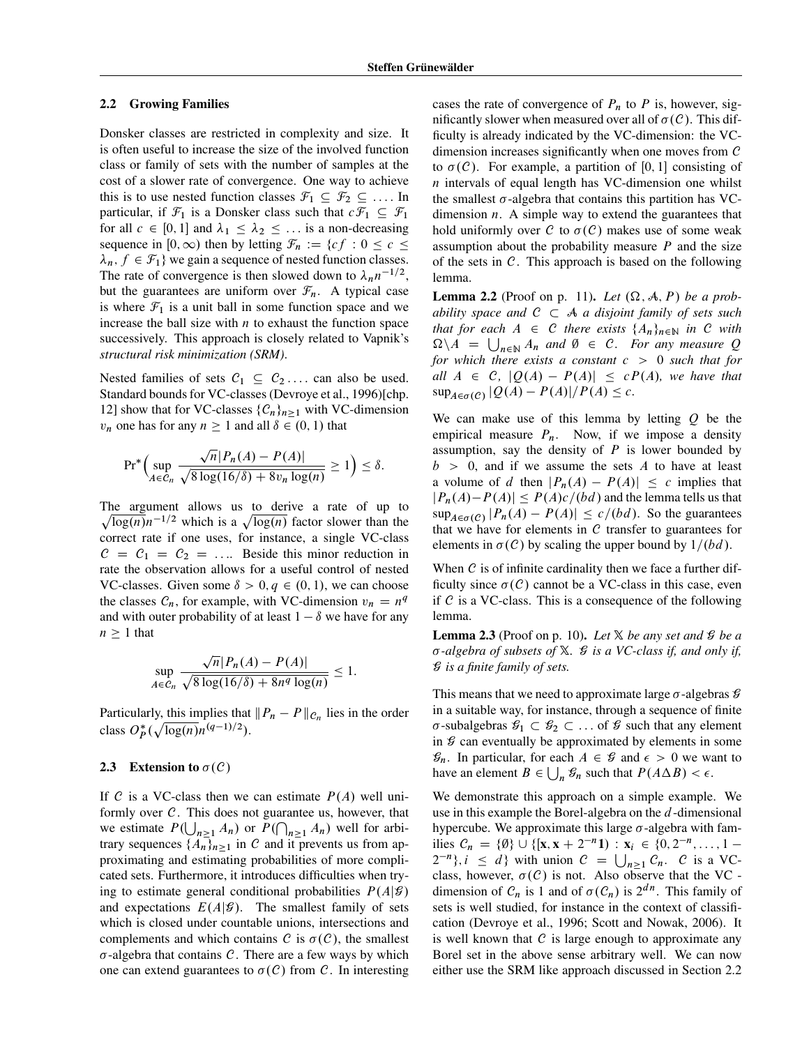### 2.2 Growing Families

Donsker classes are restricted in complexity and size. It is often useful to increase the size of the involved function class or family of sets with the number of samples at the cost of a slower rate of convergence. One way to achieve this is to use nested function classes $\mathcal{F}_1 \subseteq \mathcal{F}_2 \subseteq \ldots$. In particular, if $\mathcal{F}_1$ is a Donsker class such that $c\mathcal{F}_1 \subseteq \mathcal{F}_1$ for all $c \in [0,1]$ and $\lambda_1 \leq \lambda_2 \leq \ldots$ is a non-decreasing sequence in $[0,\infty)$ then by letting $\mathcal{F}_n := \{cf : 0 \leq c \leq \lambda_n, f \in \mathcal{F}_1\}$ we gain a sequence of nested function classes. The rate of convergence is then slowed down to $\lambda_n n^{-1/2}$, but the guarantees are uniform over $\mathcal{F}_n$. A typical case is where $\mathcal{F}_1$ is a unit ball in some function space and we increase the ball size with $n$ to exhaust the function space successively. This approach is closely related to Vapnik's *structural risk minimization (SRM)*.

Nested families of sets $\mathcal{C}_1 \subseteq \mathcal{C}_2 \ldots$ can also be used. Standard bounds for VC-classes (Devroye et al., 1996)[chp. 12] show that for VC-classes $\{\mathcal{C}_n\}_{n\geq 1}$ with VC-dimension $v_n$ one has for any $n \geq 1$ and all $\delta \in (0,1)$ that

$$\Pr^*\Big(\sup_{A\in\mathcal{C}_n} \frac{\sqrt{n}|P_n(A) - P(A)|}{\sqrt{8\log(16/\delta) + 8v_n\log(n)}} \geq 1\Big) \leq \delta.$$

The argument allows us to derive a rate of up to $\sqrt{\log(n)}n^{-1/2}$ which is a $\sqrt{\log(n)}$ factor slower than the correct rate if one uses, for instance, a single VC-class $\mathcal{C} = \mathcal{C}_1 = \mathcal{C}_2 = \ldots$. Beside this minor reduction in rate the observation allows for a useful control of nested VC-classes. Given some $\delta > 0, q \in (0,1)$, we can choose the classes $\mathcal{C}_n$, for example, with VC-dimension $v_n = n^q$ and with outer probability of at least $1-\delta$ we have for any $n \geq 1$ that

$$\sup_{A\in\mathcal{C}_n} \frac{\sqrt{n}|P_n(A) - P(A)|}{\sqrt{8\log(16/\delta) + 8n^q\log(n)}} \leq 1.$$

Particularly, this implies that $\|P_n - P\|_{\mathcal{C}_n}$ lies in the order class $O_P^*(\sqrt{\log(n)}n^{(q-1)/2})$.

### 2.3 Extension to $\sigma(\mathcal{C})$

If $\mathcal{C}$ is a VC-class then we can estimate $P(A)$ well uniformly over $\mathcal{C}$. This does not guarantee us, however, that we estimate $P(\bigcup_{n\geq 1} A_n)$ or $P(\bigcap_{n\geq 1} A_n)$ well for arbitrary sequences $\{A_n\}_{n\geq 1}$ in $\mathcal{C}$ and it prevents us from approximating and estimating probabilities of more complicated sets. Furthermore, it introduces difficulties when trying to estimate general conditional probabilities $P(A|\mathcal{G})$ and expectations $E(A|\mathcal{G})$. The smallest family of sets which is closed under countable unions, intersections and complements and which contains $\mathcal{C}$ is $\sigma(\mathcal{C})$, the smallest $\sigma$-algebra that contains $\mathcal{C}$. There are a few ways by which one can extend guarantees to $\sigma(\mathcal{C})$ from $\mathcal{C}$. In interesting cases the rate of convergence of $P_n$ to $P$ is, however, significantly slower when measured over all of $\sigma(\mathcal{C})$. This difficulty is already indicated by the VC-dimension: the VC-dimension increases significantly when one moves from $\mathcal{C}$ to $\sigma(\mathcal{C})$. For example, a partition of $[0,1]$ consisting of $n$ intervals of equal length has VC-dimension one whilst the smallest $\sigma$-algebra that contains this partition has VC-dimension $n$. A simple way to extend the guarantees that hold uniformly over $\mathcal{C}$ to $\sigma(\mathcal{C})$ makes use of some weak assumption about the probability measure $P$ and the size of the sets in $\mathcal{C}$. This approach is based on the following lemma.

**Lemma 2.2** (Proof on p. 11)**.** *Let $(\Omega, \mathcal{A}, P)$ be a probability space and $\mathcal{C} \subset \mathcal{A}$ a disjoint family of sets such that for each $A \in \mathcal{C}$ there exists $\{A_n\}_{n\in\mathbb{N}}$ in $\mathcal{C}$ with $\Omega\backslash A = \bigcup_{n\in\mathbb{N}} A_n$ and $\emptyset \in \mathcal{C}$. For any measure $Q$ for which there exists a constant $c > 0$ such that for all $A \in \mathcal{C}$, $|Q(A) - P(A)| \leq cP(A)$, we have that $\sup_{A\in\sigma(\mathcal{C})} |Q(A) - P(A)|/P(A) \leq c$.*

We can make use of this lemma by letting $Q$ be the empirical measure $P_n$. Now, if we impose a density assumption, say the density of $P$ is lower bounded by $b > 0$, and if we assume the sets $A$ to have at least a volume of $d$ then $|P_n(A) - P(A)| \leq c$ implies that $|P_n(A) - P(A)| \leq P(A)c/(bd)$ and the lemma tells us that $\sup_{A\in\sigma(\mathcal{C})} |P_n(A) - P(A)| \leq c/(bd)$. So the guarantees that we have for elements in $\mathcal{C}$ transfer to guarantees for elements in $\sigma(\mathcal{C})$ by scaling the upper bound by $1/(bd)$.

When $\mathcal{C}$ is of infinite cardinality then we face a further difficulty since $\sigma(\mathcal{C})$ cannot be a VC-class in this case, even if $\mathcal{C}$ is a VC-class. This is a consequence of the following lemma.

**Lemma 2.3** (Proof on p. 10)**.** *Let $\mathbb{X}$ be any set and $\mathcal{G}$ be a $\sigma$-algebra of subsets of $\mathbb{X}$. $\mathcal{G}$ is a VC-class if, and only if, $\mathcal{G}$ is a finite family of sets.*

This means that we need to approximate large $\sigma$-algebras $\mathcal{G}$ in a suitable way, for instance, through a sequence of finite $\sigma$-subalgebras $\mathcal{G}_1 \subset \mathcal{G}_2 \subset \ldots$ of $\mathcal{G}$ such that any element in $\mathcal{G}$ can eventually be approximated by elements in some $\mathcal{G}_n$. In particular, for each $A \in \mathcal{G}$ and $\epsilon > 0$ we want to have an element $B \in \bigcup_n \mathcal{G}_n$ such that $P(A\Delta B) < \epsilon$.

We demonstrate this approach on a simple example. We use in this example the Borel-algebra on the $d$-dimensional hypercube. We approximate this large $\sigma$-algebra with families $\mathcal{C}_n = \{\emptyset\} \cup \{[\mathbf{x}, \mathbf{x} + 2^{-n}\mathbf{1}) : \mathbf{x}_i \in \{0, 2^{-n}, \ldots, 1 - 2^{-n}\}, i \leq d\}$ with union $\mathcal{C} = \bigcup_{n\geq 1} \mathcal{C}_n$. $\mathcal{C}$ is a VC-class, however, $\sigma(\mathcal{C})$ is not. Also observe that the VC-dimension of $\mathcal{C}_n$ is 1 and of $\sigma(\mathcal{C}_n)$ is $2^{dn}$. This family of sets is well studied, for instance in the context of classification (Devroye et al., 1996; Scott and Nowak, 2006). It is well known that $\mathcal{C}$ is large enough to approximate any Borel set in the above sense arbitrary well. We can now either use the SRM like approach discussed in Section 2.2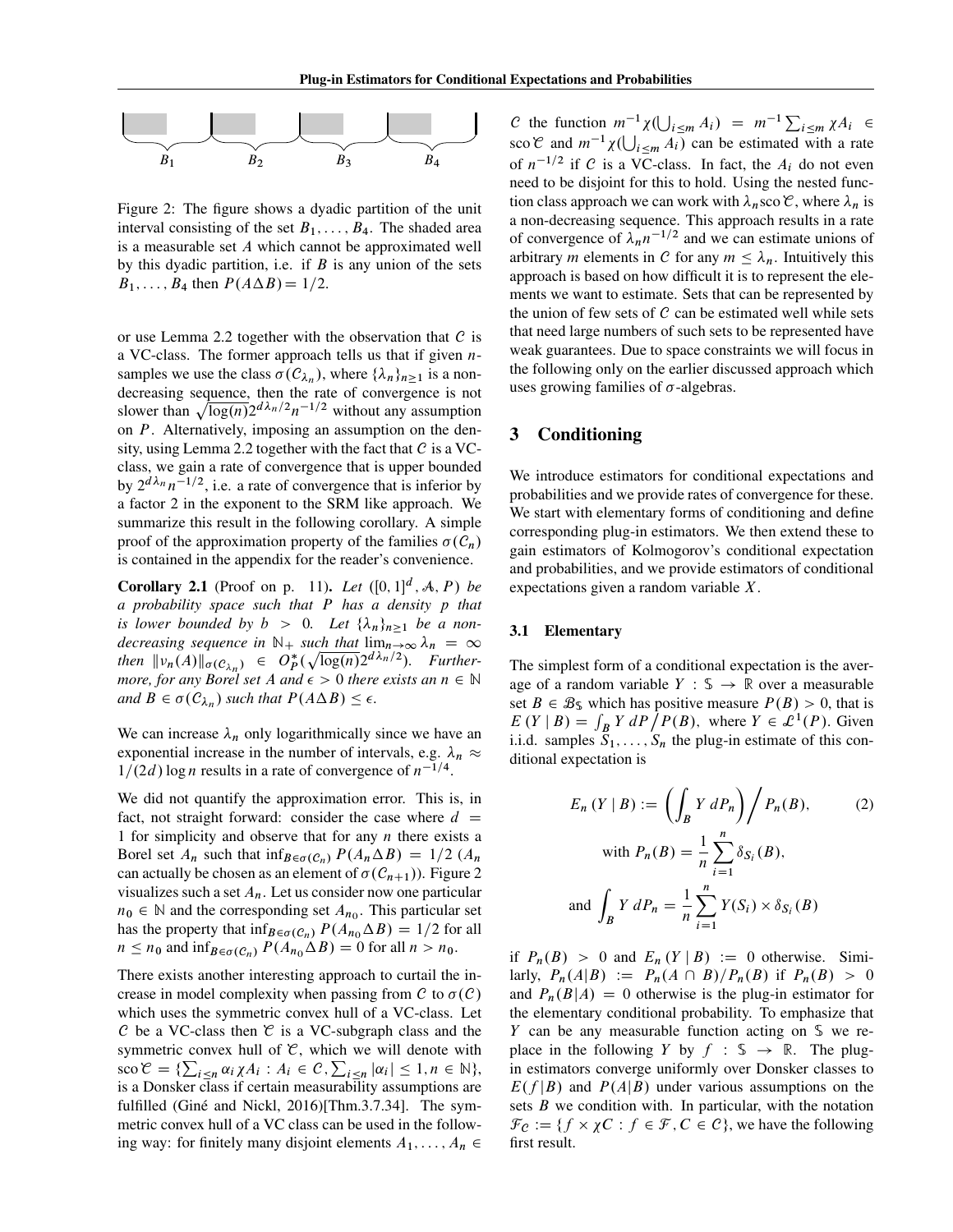Figure 2: The figure shows a dyadic partition of the unit interval consisting of the set $B_1, \ldots, B_4$. The shaded area is a measurable set $A$ which cannot be approximated well by this dyadic partition, i.e. if $B$ is any union of the sets $B_1, \ldots, B_4$ then $P(A \Delta B) = 1/2$.

or use Lemma 2.2 together with the observation that $\mathcal{C}$ is a VC-class. The former approach tells us that if given $n$-samples we use the class $\sigma(\mathcal{C}_{\lambda_n})$, where $\{\lambda_n\}_{n\geq 1}$ is a non-decreasing sequence, then the rate of convergence is not slower than $\sqrt{\log(n)}2^{d\lambda_n/2}n^{-1/2}$ without any assumption on $P$. Alternatively, imposing an assumption on the density, using Lemma 2.2 together with the fact that $\mathcal{C}$ is a VC-class, we gain a rate of convergence that is upper bounded by $2^{d\lambda_n}n^{-1/2}$, i.e. a rate of convergence that is inferior by a factor 2 in the exponent to the SRM like approach. We summarize this result in the following corollary. A simple proof of the approximation property of the families $\sigma(\mathcal{C}_n)$ is contained in the appendix for the reader's convenience.

**Corollary 2.1** (Proof on p. 11). *Let $([0,1]^d, \mathcal{A}, P)$ be a probability space such that $P$ has a density $p$ that is lower bounded by $b > 0$. Let $\{\lambda_n\}_{n\geq 1}$ be a non-decreasing sequence in $\mathbb{N}_+$ such that $\lim_{n\to\infty} \lambda_n = \infty$ then $\|\nu_n(A)\|_{\sigma(\mathcal{C}_{\lambda_n})} \in O_P^*(\sqrt{\log(n)}2^{d\lambda_n/2})$. Furthermore, for any Borel set $A$ and $\epsilon > 0$ there exists an $n \in \mathbb{N}$ and $B \in \sigma(\mathcal{C}_{\lambda_n})$ such that $P(A\Delta B) \leq \epsilon$.*

We can increase $\lambda_n$ only logarithmically since we have an exponential increase in the number of intervals, e.g. $\lambda_n \approx 1/(2d)\log n$ results in a rate of convergence of $n^{-1/4}$.

We did not quantify the approximation error. This is, in fact, not straight forward: consider the case where $d = 1$ for simplicity and observe that for any $n$ there exists a Borel set $A_n$ such that $\inf_{B\in\sigma(\mathcal{C}_n)} P(A_n\Delta B) = 1/2$ ($A_n$ can actually be chosen as an element of $\sigma(\mathcal{C}_{n+1})$). Figure 2 visualizes such a set $A_n$. Let us consider now one particular $n_0 \in \mathbb{N}$ and the corresponding set $A_{n_0}$. This particular set has the property that $\inf_{B\in\sigma(\mathcal{C}_n)} P(A_{n_0}\Delta B) = 1/2$ for all $n \leq n_0$ and $\inf_{B\in\sigma(\mathcal{C}_n)} P(A_{n_0}\Delta B) = 0$ for all $n > n_0$.

There exists another interesting approach to curtail the increase in model complexity when passing from $\mathcal{C}$ to $\sigma(\mathcal{C})$ which uses the symmetric convex hull of a VC-class. Let $\mathcal{C}$ be a VC-class then $\mathscr{C}$ is a VC-subgraph class and the symmetric convex hull of $\mathscr{C}$, which we will denote with $\text{sco}\,\mathscr{C} = \{\sum_{i\leq n} \alpha_i \chi A_i : A_i \in \mathcal{C}, \sum_{i\leq n}|\alpha_i| \leq 1, n \in \mathbb{N}\}$, is a Donsker class if certain measurability assumptions are fulfilled (Giné and Nickl, 2016)[Thm.3.7.34]. The symmetric convex hull of a VC class can be used in the following way: for finitely many disjoint elements $A_1, \ldots, A_n \in \mathcal{C}$ the function $m^{-1}\chi(\bigcup_{i\leq m} A_i) = m^{-1}\sum_{i\leq m}\chi A_i \in \text{sco}\,\mathscr{C}$ and $m^{-1}\chi(\bigcup_{i\leq m} A_i)$ can be estimated with a rate of $n^{-1/2}$ if $\mathcal{C}$ is a VC-class. In fact, the $A_i$ do not even need to be disjoint for this to hold. Using the nested function class approach we can work with $\lambda_n \text{sco}\,\mathscr{C}$, where $\lambda_n$ is a non-decreasing sequence. This approach results in a rate of convergence of $\lambda_n n^{-1/2}$ and we can estimate unions of arbitrary $m$ elements in $\mathcal{C}$ for any $m \leq \lambda_n$. Intuitively this approach is based on how difficult it is to represent the elements we want to estimate. Sets that can be represented by the union of few sets of $\mathcal{C}$ can be estimated well while sets that need large numbers of such sets to be represented have weak guarantees. Due to space constraints we will focus in the following only on the earlier discussed approach which uses growing families of $\sigma$-algebras.

## 3 Conditioning

We introduce estimators for conditional expectations and probabilities and we provide rates of convergence for these. We start with elementary forms of conditioning and define corresponding plug-in estimators. We then extend these to gain estimators of Kolmogorov's conditional expectation and probabilities, and we provide estimators of conditional expectations given a random variable $X$.

### 3.1 Elementary

The simplest form of a conditional expectation is the average of a random variable $Y : \mathbb{S} \to \mathbb{R}$ over a measurable set $B \in \mathcal{B}_{\mathbb{S}}$ which has positive measure $P(B) > 0$, that is $E(Y \mid B) = \int_B Y\, dP \big/ P(B)$, where $Y \in \mathcal{L}^1(P)$. Given i.i.d. samples $S_1, \ldots, S_n$ the plug-in estimate of this conditional expectation is

$$E_n(Y \mid B) := \left(\int_B Y\, dP_n\right) \Big/ P_n(B), \tag{2}$$

$$\text{with } P_n(B) = \frac{1}{n}\sum_{i=1}^n \delta_{S_i}(B),$$

$$\text{and } \int_B Y\, dP_n = \frac{1}{n}\sum_{i=1}^n Y(S_i) \times \delta_{S_i}(B)$$

if $P_n(B) > 0$ and $E_n(Y \mid B) := 0$ otherwise. Similarly, $P_n(A|B) := P_n(A \cap B)/P_n(B)$ if $P_n(B) > 0$ and $P_n(B|A) = 0$ otherwise is the plug-in estimator for the elementary conditional probability. To emphasize that $Y$ can be any measurable function acting on $\mathbb{S}$ we replace in the following $Y$ by $f : \mathbb{S} \to \mathbb{R}$. The plug-in estimators converge uniformly over Donsker classes to $E(f|B)$ and $P(A|B)$ under various assumptions on the sets $B$ we condition with. In particular, with the notation $\mathcal{F}_{\mathcal{C}} := \{f \times \chi C : f \in \mathcal{F}, C \in \mathcal{C}\}$, we have the following first result.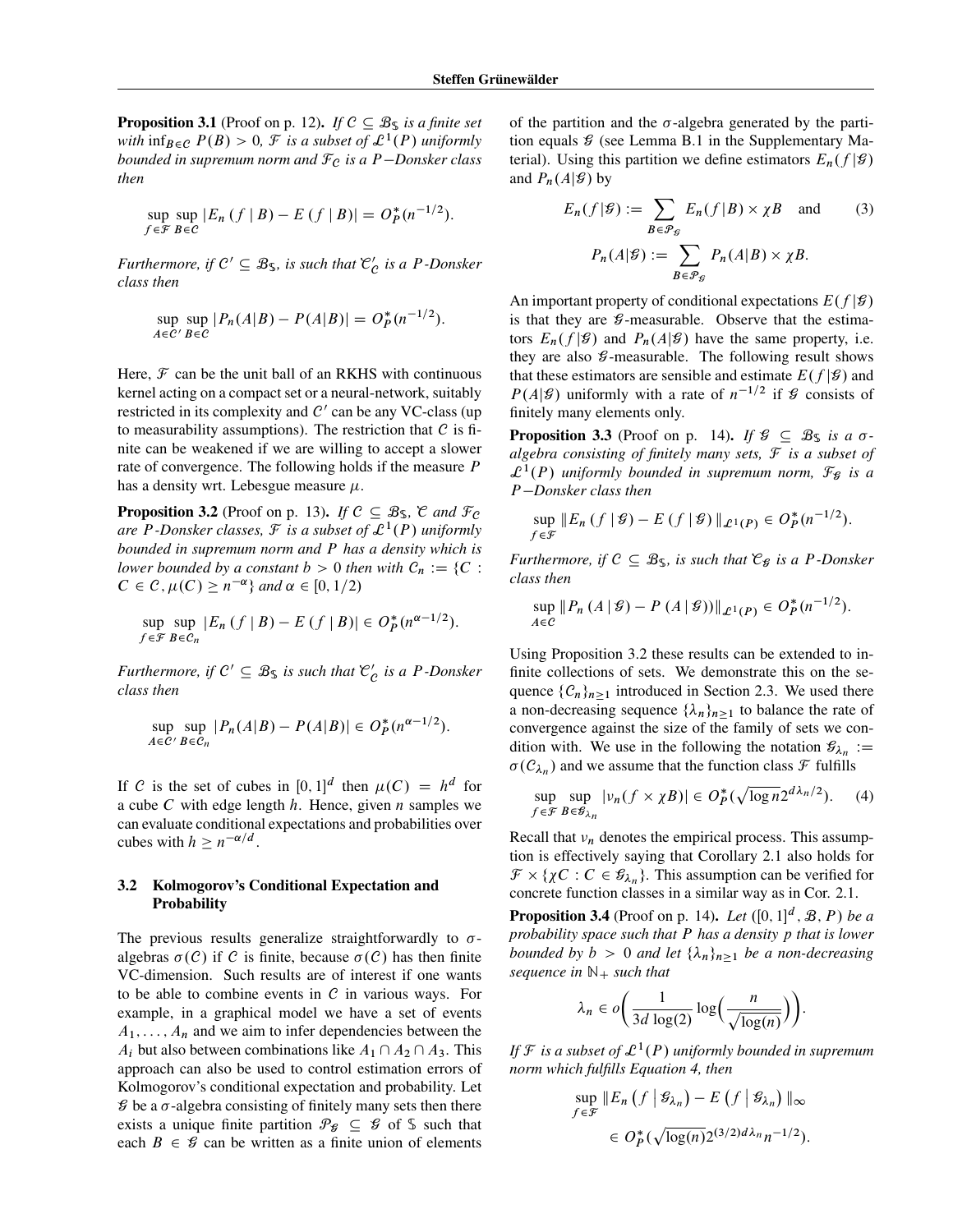**Proposition 3.1** (Proof on p. 12)**.** *If $\mathcal{C} \subseteq \mathcal{B}_{\mathbb{S}}$ is a finite set with $\inf_{B \in \mathcal{C}} P(B) > 0$, $\mathcal{F}$ is a subset of $\mathcal{L}^1(P)$ uniformly bounded in supremum norm and $\mathcal{F}_{\mathcal{C}}$ is a $P$−Donsker class then*

$$\sup_{f \in \mathcal{F}} \sup_{B \in \mathcal{C}} |E_n(f \mid B) - E(f \mid B)| = O_P^*(n^{-1/2}).$$

*Furthermore, if $\mathcal{C}' \subseteq \mathcal{B}_{\mathbb{S}}$, is such that $\mathscr{C}'_{\mathcal{C}}$ is a $P$-Donsker class then*

$$\sup_{A \in \mathcal{C}'} \sup_{B \in \mathcal{C}} |P_n(A|B) - P(A|B)| = O_P^*(n^{-1/2}).$$

Here, $\mathcal{F}$ can be the unit ball of an RKHS with continuous kernel acting on a compact set or a neural-network, suitably restricted in its complexity and $\mathcal{C}'$ can be any VC-class (up to measurability assumptions). The restriction that $\mathcal{C}$ is finite can be weakened if we are willing to accept a slower rate of convergence. The following holds if the measure $P$ has a density wrt. Lebesgue measure $\mu$.

**Proposition 3.2** (Proof on p. 13)**.** *If $\mathcal{C} \subseteq \mathcal{B}_{\mathbb{S}}$, $\mathscr{C}$ and $\mathcal{F}_{\mathcal{C}}$ are $P$-Donsker classes, $\mathcal{F}$ is a subset of $\mathcal{L}^1(P)$ uniformly bounded in supremum norm and $P$ has a density which is lower bounded by a constant $b > 0$ then with $\mathcal{C}_n := \{C : C \in \mathcal{C}, \mu(C) \geq n^{-\alpha}\}$ and $\alpha \in [0, 1/2)$*

$$\sup_{f \in \mathcal{F}} \sup_{B \in \mathcal{C}_n} |E_n(f \mid B) - E(f \mid B)| \in O_P^*(n^{\alpha - 1/2}).$$

*Furthermore, if $\mathcal{C}' \subseteq \mathcal{B}_{\mathbb{S}}$ is such that $\mathscr{C}'_{\mathcal{C}}$ is a $P$-Donsker class then*

$$\sup_{A \in \mathcal{C}'} \sup_{B \in \mathcal{C}_n} |P_n(A|B) - P(A|B)| \in O_P^*(n^{\alpha - 1/2}).$$

If $\mathcal{C}$ is the set of cubes in $[0, 1]^d$ then $\mu(C) = h^d$ for a cube $C$ with edge length $h$. Hence, given $n$ samples we can evaluate conditional expectations and probabilities over cubes with $h \geq n^{-\alpha/d}$.

### 3.2 Kolmogorov's Conditional Expectation and Probability

The previous results generalize straightforwardly to $\sigma$-algebras $\sigma(\mathcal{C})$ if $\mathcal{C}$ is finite, because $\sigma(\mathcal{C})$ has then finite VC-dimension. Such results are of interest if one wants to be able to combine events in $\mathcal{C}$ in various ways. For example, in a graphical model we have a set of events $A_1, \ldots, A_n$ and we aim to infer dependencies between the $A_i$ but also between combinations like $A_1 \cap A_2 \cap A_3$. This approach can also be used to control estimation errors of Kolmogorov's conditional expectation and probability. Let $\mathcal{G}$ be a $\sigma$-algebra consisting of finitely many sets then there exists a unique finite partition $\mathcal{P}_{\mathcal{G}} \subseteq \mathcal{G}$ of $\mathbb{S}$ such that each $B \in \mathcal{G}$ can be written as a finite union of elements of the partition and the $\sigma$-algebra generated by the partition equals $\mathcal{G}$ (see Lemma B.1 in the Supplementary Material). Using this partition we define estimators $E_n(f|\mathcal{G})$ and $P_n(A|\mathcal{G})$ by

$$E_n(f|\mathcal{G}) := \sum_{B \in \mathcal{P}_{\mathcal{G}}} E_n(f|B) \times \chi B \quad \text{and} \tag{3}$$

$$P_n(A|\mathcal{G}) := \sum_{B \in \mathcal{P}_{\mathcal{G}}} P_n(A|B) \times \chi B.$$

An important property of conditional expectations $E(f|\mathcal{G})$ is that they are $\mathcal{G}$-measurable. Observe that the estimators $E_n(f|\mathcal{G})$ and $P_n(A|\mathcal{G})$ have the same property, i.e. they are also $\mathcal{G}$-measurable. The following result shows that these estimators are sensible and estimate $E(f|\mathcal{G})$ and $P(A|\mathcal{G})$ uniformly with a rate of $n^{-1/2}$ if $\mathcal{G}$ consists of finitely many elements only.

**Proposition 3.3** (Proof on p. 14)**.** *If $\mathcal{G} \subseteq \mathcal{B}_{\mathbb{S}}$ is a $\sigma$-algebra consisting of finitely many sets, $\mathcal{F}$ is a subset of $\mathcal{L}^1(P)$ uniformly bounded in supremum norm, $\mathcal{F}_{\mathcal{G}}$ is a $P$−Donsker class then*

$$\sup_{f \in \mathcal{F}} \|E_n(f \mid \mathcal{G}) - E(f \mid \mathcal{G})\|_{\mathcal{L}^1(P)} \in O_P^*(n^{-1/2}).$$

*Furthermore, if $\mathcal{C} \subseteq \mathcal{B}_{\mathbb{S}}$, is such that $\mathscr{C}_{\mathcal{G}}$ is a $P$-Donsker class then*

$$\sup_{A \in \mathcal{C}} \|P_n(A \mid \mathcal{G}) - P(A \mid \mathcal{G}))\|_{\mathcal{L}^1(P)} \in O_P^*(n^{-1/2}).$$

Using Proposition 3.2 these results can be extended to infinite collections of sets. We demonstrate this on the sequence $\{\mathcal{C}_n\}_{n \geq 1}$ introduced in Section 2.3. We used there a non-decreasing sequence $\{\lambda_n\}_{n \geq 1}$ to balance the rate of convergence against the size of the family of sets we condition with. We use in the following the notation $\mathcal{G}_{\lambda_n} := \sigma(\mathcal{C}_{\lambda_n})$ and we assume that the function class $\mathcal{F}$ fulfills

$$\sup_{f \in \mathcal{F}} \sup_{B \in \mathcal{G}_{\lambda_n}} |\nu_n(f \times \chi B)| \in O_P^*(\sqrt{\log n}\, 2^{d\lambda_n/2}). \tag{4}$$

Recall that $\nu_n$ denotes the empirical process. This assumption is effectively saying that Corollary 2.1 also holds for $\mathcal{F} \times \{\chi C : C \in \mathcal{G}_{\lambda_n}\}$. This assumption can be verified for concrete function classes in a similar way as in Cor. 2.1.

**Proposition 3.4** (Proof on p. 14)**.** *Let $([0, 1]^d, \mathcal{B}, P)$ be a probability space such that $P$ has a density $p$ that is lower bounded by $b > 0$ and let $\{\lambda_n\}_{n \geq 1}$ be a non-decreasing sequence in $\mathbb{N}_+$ such that*

$$\lambda_n \in o\left(\frac{1}{3d \log(2)} \log\left(\frac{n}{\sqrt{\log(n)}}\right)\right).$$

*If $\mathcal{F}$ is a subset of $\mathcal{L}^1(P)$ uniformly bounded in supremum norm which fulfills Equation 4, then*

$$\sup_{f \in \mathcal{F}} \|E_n(f \mid \mathcal{G}_{\lambda_n}) - E(f \mid \mathcal{G}_{\lambda_n})\|_\infty \in O_P^*(\sqrt{\log(n)}\, 2^{(3/2)d\lambda_n} n^{-1/2}).$$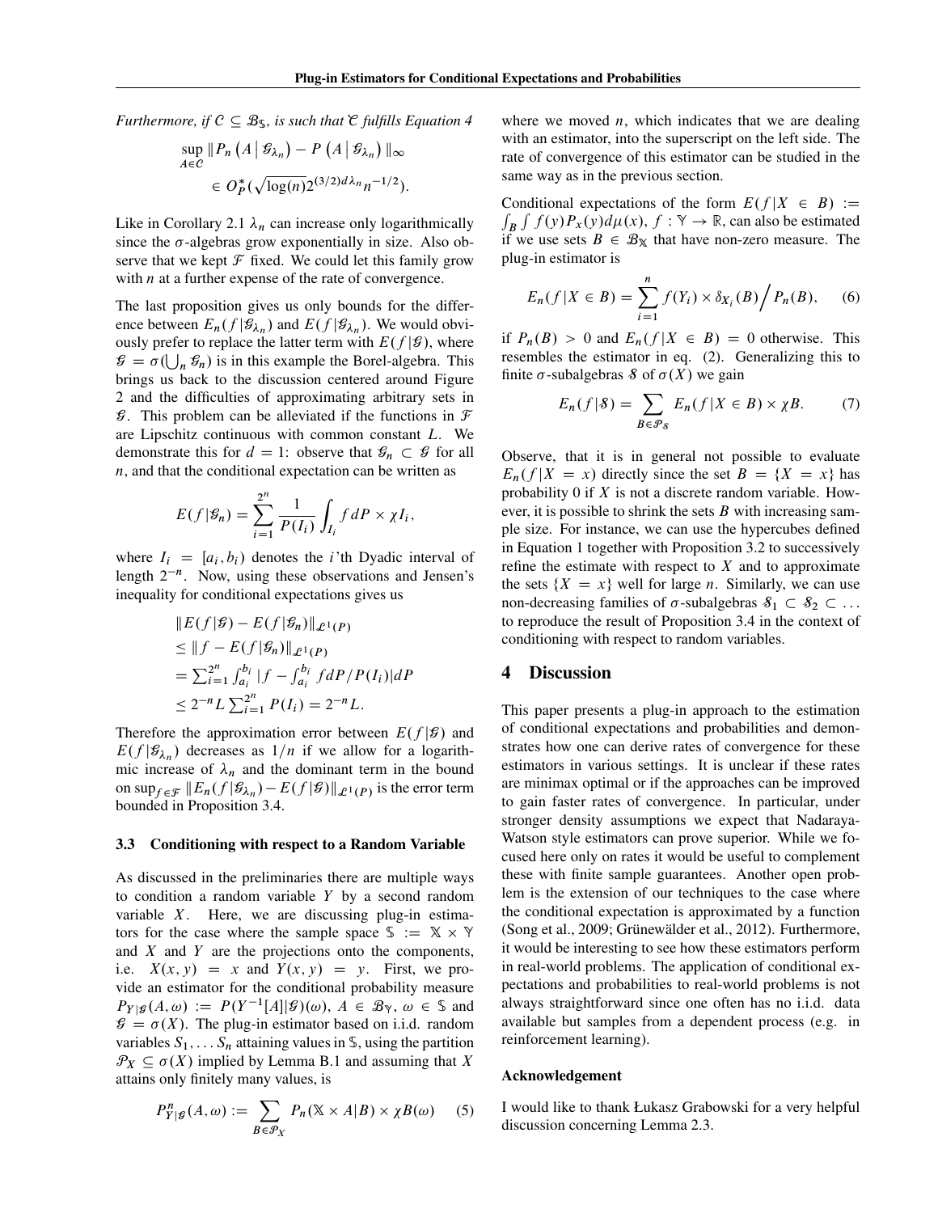*Furthermore, if $\mathcal{C} \subseteq \mathcal{B}_{\mathbb{S}}$, is such that $\mathcal{C}$ fulfills Equation 4*

$$\sup_{A \in \mathcal{C}} \| P_n \left( A \,\middle|\, \mathcal{G}_{\lambda_n} \right) - P \left( A \,\middle|\, \mathcal{G}_{\lambda_n} \right) \|_\infty \in O_P^*(\sqrt{\log(n)} 2^{(3/2)d\lambda_n} n^{-1/2}).$$

Like in Corollary 2.1 $\lambda_n$ can increase only logarithmically since the $\sigma$-algebras grow exponentially in size. Also observe that we kept $\mathcal{F}$ fixed. We could let this family grow with $n$ at a further expense of the rate of convergence.

The last proposition gives us only bounds for the difference between $E_n(f|\mathcal{G}_{\lambda_n})$ and $E(f|\mathcal{G}_{\lambda_n})$. We would obviously prefer to replace the latter term with $E(f|\mathcal{G})$, where $\mathcal{G} = \sigma(\bigcup_n \mathcal{G}_n)$ is in this example the Borel-algebra. This brings us back to the discussion centered around Figure 2 and the difficulties of approximating arbitrary sets in $\mathcal{G}$. This problem can be alleviated if the functions in $\mathcal{F}$ are Lipschitz continuous with common constant $L$. We demonstrate this for $d = 1$: observe that $\mathcal{G}_n \subset \mathcal{G}$ for all $n$, and that the conditional expectation can be written as

$$E(f|\mathcal{G}_n) = \sum_{i=1}^{2^n} \frac{1}{P(I_i)} \int_{I_i} f dP \times \chi I_i,$$

where $I_i = [a_i, b_i)$ denotes the $i$'th Dyadic interval of length $2^{-n}$. Now, using these observations and Jensen's inequality for conditional expectations gives us

$$\begin{aligned}
&\|E(f|\mathcal{G}) - E(f|\mathcal{G}_n)\|_{\mathcal{L}^1(P)} \\
&\leq \|f - E(f|\mathcal{G}_n)\|_{\mathcal{L}^1(P)} \\
&= \textstyle\sum_{i=1}^{2^n} \int_{a_i}^{b_i} |f - \int_{a_i}^{b_i} f dP / P(I_i)| dP \\
&\leq 2^{-n} L \textstyle\sum_{i=1}^{2^n} P(I_i) = 2^{-n} L.
\end{aligned}$$

Therefore the approximation error between $E(f|\mathcal{G})$ and $E(f|\mathcal{G}_{\lambda_n})$ decreases as $1/n$ if we allow for a logarithmic increase of $\lambda_n$ and the dominant term in the bound on $\sup_{f \in \mathcal{F}} \|E_n(f|\mathcal{G}_{\lambda_n}) - E(f|\mathcal{G})\|_{\mathcal{L}^1(P)}$ is the error term bounded in Proposition 3.4.

### 3.3 Conditioning with respect to a Random Variable

As discussed in the preliminaries there are multiple ways to condition a random variable $Y$ by a second random variable $X$. Here, we are discussing plug-in estimators for the case where the sample space $\mathbb{S} := \mathbb{X} \times \mathbb{Y}$ and $X$ and $Y$ are the projections onto the components, i.e. $X(x, y) = x$ and $Y(x, y) = y$. First, we provide an estimator for the conditional probability measure $P_{Y|\mathcal{G}}(A, \omega) := P(Y^{-1}[A]|\mathcal{G})(\omega)$, $A \in \mathcal{B}_{\mathbb{Y}}$, $\omega \in \mathbb{S}$ and $\mathcal{G} = \sigma(X)$. The plug-in estimator based on i.i.d. random variables $S_1, \ldots S_n$ attaining values in $\mathbb{S}$, using the partition $\mathcal{P}_X \subseteq \sigma(X)$ implied by Lemma B.1 and assuming that $X$ attains only finitely many values, is

$$P^n_{Y|\mathcal{G}}(A, \omega) := \sum_{B \in \mathcal{P}_X} P_n(\mathbb{X} \times A|B) \times \chi B(\omega) \qquad (5)$$

where we moved $n$, which indicates that we are dealing with an estimator, into the superscript on the left side. The rate of convergence of this estimator can be studied in the same way as in the previous section.

Conditional expectations of the form $E(f|X \in B) := \int_B \int f(y) P_x(y) d\mu(x)$, $f : \mathbb{Y} \to \mathbb{R}$, can also be estimated if we use sets $B \in \mathcal{B}_{\mathbb{X}}$ that have non-zero measure. The plug-in estimator is

$$E_n(f|X \in B) = \sum_{i=1}^{n} f(Y_i) \times \delta_{X_i}(B) \Big/ P_n(B), \qquad (6)$$

if $P_n(B) > 0$ and $E_n(f|X \in B) = 0$ otherwise. This resembles the estimator in eq. (2). Generalizing this to finite $\sigma$-subalgebras $\mathcal{S}$ of $\sigma(X)$ we gain

$$E_n(f|\mathcal{S}) = \sum_{B \in \mathcal{P}_\mathcal{S}} E_n(f|X \in B) \times \chi B. \qquad (7)$$

Observe, that it is in general not possible to evaluate $E_n(f|X = x)$ directly since the set $B = \{X = x\}$ has probability 0 if $X$ is not a discrete random variable. However, it is possible to shrink the sets $B$ with increasing sample size. For instance, we can use the hypercubes defined in Equation 1 together with Proposition 3.2 to successively refine the estimate with respect to $X$ and to approximate the sets $\{X = x\}$ well for large $n$. Similarly, we can use non-decreasing families of $\sigma$-subalgebras $\mathcal{S}_1 \subset \mathcal{S}_2 \subset \ldots$ to reproduce the result of Proposition 3.4 in the context of conditioning with respect to random variables.

## 4 Discussion

This paper presents a plug-in approach to the estimation of conditional expectations and probabilities and demonstrates how one can derive rates of convergence for these estimators in various settings. It is unclear if these rates are minimax optimal or if the approaches can be improved to gain faster rates of convergence. In particular, under stronger density assumptions we expect that Nadaraya-Watson style estimators can prove superior. While we focused here only on rates it would be useful to complement these with finite sample guarantees. Another open problem is the extension of our techniques to the case where the conditional expectation is approximated by a function (Song et al., 2009; Grünewälder et al., 2012). Furthermore, it would be interesting to see how these estimators perform in real-world problems. The application of conditional expectations and probabilities to real-world problems is not always straightforward since one often has no i.i.d. data available but samples from a dependent process (e.g. in reinforcement learning).

#### Acknowledgement

I would like to thank Łukasz Grabowski for a very helpful discussion concerning Lemma 2.3.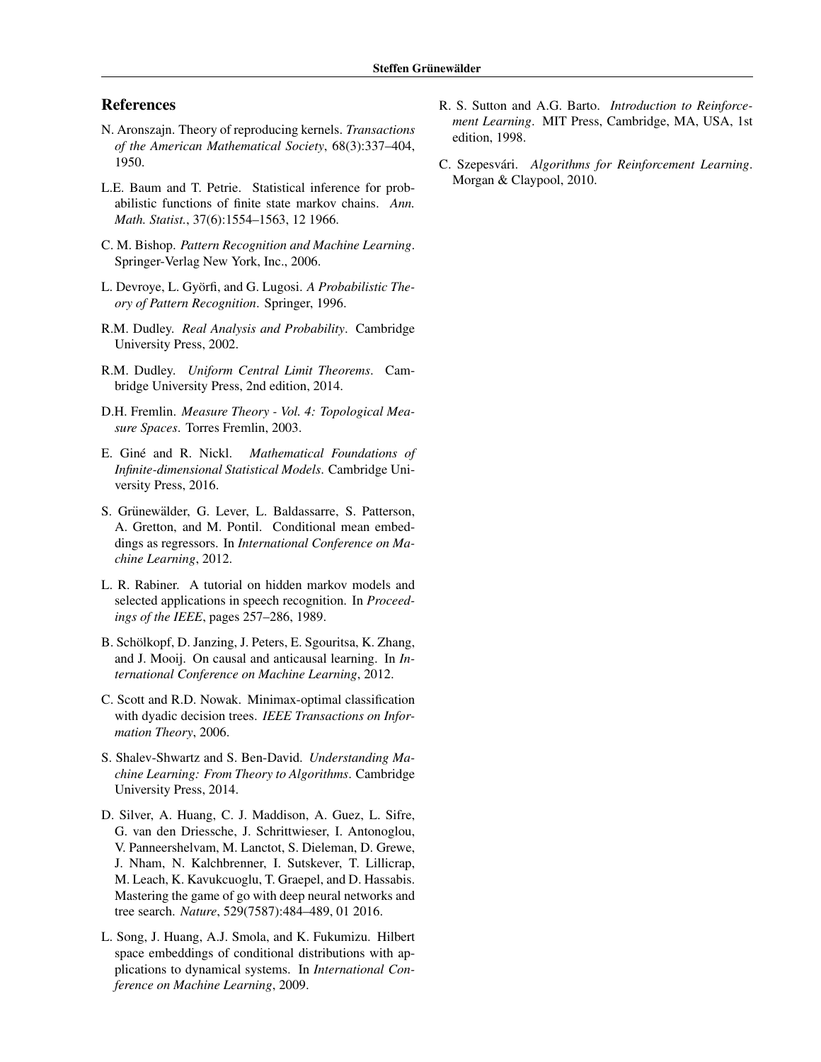## References

N. Aronszajn. Theory of reproducing kernels. *Transactions of the American Mathematical Society*, 68(3):337–404, 1950.

L.E. Baum and T. Petrie. Statistical inference for probabilistic functions of finite state markov chains. *Ann. Math. Statist.*, 37(6):1554–1563, 12 1966.

C. M. Bishop. *Pattern Recognition and Machine Learning*. Springer-Verlag New York, Inc., 2006.

L. Devroye, L. Györfi, and G. Lugosi. *A Probabilistic Theory of Pattern Recognition*. Springer, 1996.

R.M. Dudley. *Real Analysis and Probability*. Cambridge University Press, 2002.

R.M. Dudley. *Uniform Central Limit Theorems*. Cambridge University Press, 2nd edition, 2014.

D.H. Fremlin. *Measure Theory - Vol. 4: Topological Measure Spaces*. Torres Fremlin, 2003.

E. Giné and R. Nickl. *Mathematical Foundations of Infinite-dimensional Statistical Models*. Cambridge University Press, 2016.

S. Grünewälder, G. Lever, L. Baldassarre, S. Patterson, A. Gretton, and M. Pontil. Conditional mean embeddings as regressors. In *International Conference on Machine Learning*, 2012.

L. R. Rabiner. A tutorial on hidden markov models and selected applications in speech recognition. In *Proceedings of the IEEE*, pages 257–286, 1989.

B. Schölkopf, D. Janzing, J. Peters, E. Sgouritsa, K. Zhang, and J. Mooij. On causal and anticausal learning. In *International Conference on Machine Learning*, 2012.

C. Scott and R.D. Nowak. Minimax-optimal classification with dyadic decision trees. *IEEE Transactions on Information Theory*, 2006.

S. Shalev-Shwartz and S. Ben-David. *Understanding Machine Learning: From Theory to Algorithms*. Cambridge University Press, 2014.

D. Silver, A. Huang, C. J. Maddison, A. Guez, L. Sifre, G. van den Driessche, J. Schrittwieser, I. Antonoglou, V. Panneershelvam, M. Lanctot, S. Dieleman, D. Grewe, J. Nham, N. Kalchbrenner, I. Sutskever, T. Lillicrap, M. Leach, K. Kavukcuoglu, T. Graepel, and D. Hassabis. Mastering the game of go with deep neural networks and tree search. *Nature*, 529(7587):484–489, 01 2016.

L. Song, J. Huang, A.J. Smola, and K. Fukumizu. Hilbert space embeddings of conditional distributions with applications to dynamical systems. In *International Conference on Machine Learning*, 2009.

R. S. Sutton and A.G. Barto. *Introduction to Reinforcement Learning*. MIT Press, Cambridge, MA, USA, 1st edition, 1998.

C. Szepesvári. *Algorithms for Reinforcement Learning*. Morgan & Claypool, 2010.